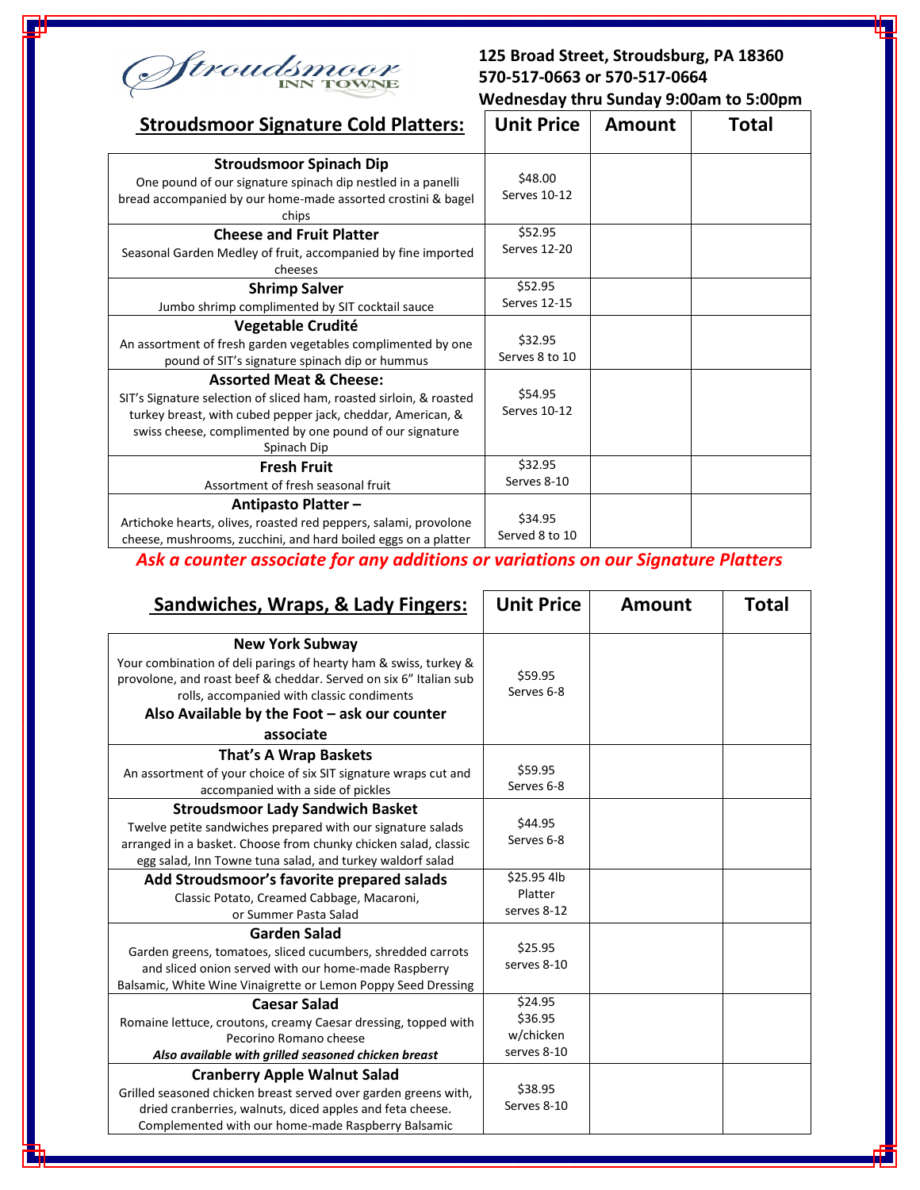Stroudsmoor INN TOWNE

**125 Broad Street, Stroudsburg, PA 18360**
**570-517-0663 or 570-517-0664**
**Wednesday thru Sunday 9:00am to 5:00pm**

| **Stroudsmoor Signature Cold Platters:** | **Unit Price** | **Amount** | **Total** |
|---|---|---|---|
| **Stroudsmoor Spinach Dip**<br>One pound of our signature spinach dip nestled in a panelli bread accompanied by our home-made assorted crostini & bagel chips | $48.00<br>Serves 10-12 | | |
| **Cheese and Fruit Platter**<br>Seasonal Garden Medley of fruit, accompanied by fine imported cheeses | $52.95<br>Serves 12-20 | | |
| **Shrimp Salver**<br>Jumbo shrimp complimented by SIT cocktail sauce | $52.95<br>Serves 12-15 | | |
| **Vegetable Crudité**<br>An assortment of fresh garden vegetables complimented by one pound of SIT's signature spinach dip or hummus | $32.95<br>Serves 8 to 10 | | |
| **Assorted Meat & Cheese:**<br>SIT's Signature selection of sliced ham, roasted sirloin, & roasted turkey breast, with cubed pepper jack, cheddar, American, & swiss cheese, complimented by one pound of our signature Spinach Dip | $54.95<br>Serves 10-12 | | |
| **Fresh Fruit**<br>Assortment of fresh seasonal fruit | $32.95<br>Serves 8-10 | | |
| **Antipasto Platter –**<br>Artichoke hearts, olives, roasted red peppers, salami, provolone cheese, mushrooms, zucchini, and hard boiled eggs on a platter | $34.95<br>Served 8 to 10 | | |

***Ask a counter associate for any additions or variations on our Signature Platters***

| **Sandwiches, Wraps, & Lady Fingers:** | **Unit Price** | **Amount** | **Total** |
|---|---|---|---|
| **New York Subway**<br>Your combination of deli parings of hearty ham & swiss, turkey & provolone, and roast beef & cheddar. Served on six 6" Italian sub rolls, accompanied with classic condiments<br>**Also Available by the Foot – ask our counter associate** | $59.95<br>Serves 6-8 | | |
| **That's A Wrap Baskets**<br>An assortment of your choice of six SIT signature wraps cut and accompanied with a side of pickles | $59.95<br>Serves 6-8 | | |
| **Stroudsmoor Lady Sandwich Basket**<br>Twelve petite sandwiches prepared with our signature salads arranged in a basket. Choose from chunky chicken salad, classic egg salad, Inn Towne tuna salad, and turkey waldorf salad | $44.95<br>Serves 6-8 | | |
| **Add Stroudsmoor's favorite prepared salads**<br>Classic Potato, Creamed Cabbage, Macaroni, or Summer Pasta Salad | $25.95 4lb Platter<br>serves 8-12 | | |
| **Garden Salad**<br>Garden greens, tomatoes, sliced cucumbers, shredded carrots and sliced onion served with our home-made Raspberry Balsamic, White Wine Vinaigrette or Lemon Poppy Seed Dressing | $25.95<br>serves 8-10 | | |
| **Caesar Salad**<br>Romaine lettuce, croutons, creamy Caesar dressing, topped with Pecorino Romano cheese<br>***Also available with grilled seasoned chicken breast*** | $24.95<br>$36.95 w/chicken<br>serves 8-10 | | |
| **Cranberry Apple Walnut Salad**<br>Grilled seasoned chicken breast served over garden greens with, dried cranberries, walnuts, diced apples and feta cheese. Complemented with our home-made Raspberry Balsamic | $38.95<br>Serves 8-10 | | |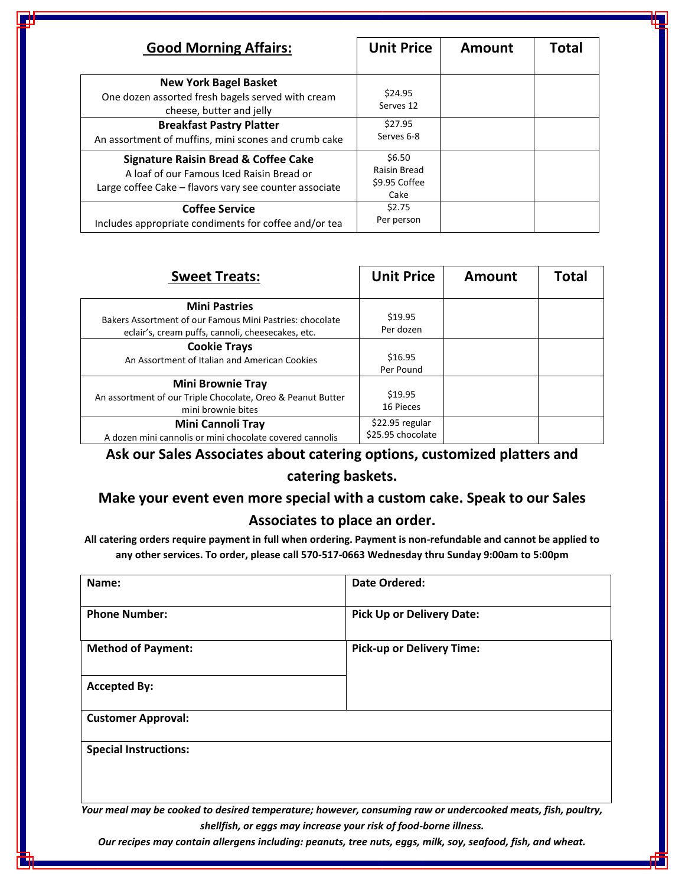| Good Morning Affairs: | Unit Price | Amount | Total |
|---|---|---|---|
| **New York Bagel Basket**<br>One dozen assorted fresh bagels served with cream cheese, butter and jelly | $24.95<br>Serves 12 | | |
| **Breakfast Pastry Platter**<br>An assortment of muffins, mini scones and crumb cake | $27.95<br>Serves 6-8 | | |
| **Signature Raisin Bread & Coffee Cake**<br>A loaf of our Famous Iced Raisin Bread or<br>Large coffee Cake – flavors vary see counter associate | $6.50<br>Raisin Bread<br>$9.95 Coffee Cake | | |
| **Coffee Service**<br>Includes appropriate condiments for coffee and/or tea | $2.75<br>Per person | | |

| Sweet Treats: | Unit Price | Amount | Total |
|---|---|---|---|
| **Mini Pastries**<br>Bakers Assortment of our Famous Mini Pastries: chocolate eclair's, cream puffs, cannoli, cheesecakes, etc. | $19.95<br>Per dozen | | |
| **Cookie Trays**<br>An Assortment of Italian and American Cookies | $16.95<br>Per Pound | | |
| **Mini Brownie Tray**<br>An assortment of our Triple Chocolate, Oreo & Peanut Butter mini brownie bites | $19.95<br>16 Pieces | | |
| **Mini Cannoli Tray**<br>A dozen mini cannolis or mini chocolate covered cannolis | $22.95 regular<br>$25.95 chocolate | | |

**Ask our Sales Associates about catering options, customized platters and catering baskets.**

**Make your event even more special with a custom cake. Speak to our Sales Associates to place an order.**

**All catering orders require payment in full when ordering. Payment is non-refundable and cannot be applied to any other services. To order, please call 570-517-0663 Wednesday thru Sunday 9:00am to 5:00pm**

| | |
|---|---|
| **Name:** | **Date Ordered:** |
| **Phone Number:** | **Pick Up or Delivery Date:** |
| **Method of Payment:** | **Pick-up or Delivery Time:** |
| **Accepted By:** | |
| **Customer Approval:** | |
| **Special Instructions:** | |

***Your meal may be cooked to desired temperature; however, consuming raw or undercooked meats, fish, poultry, shellfish, or eggs may increase your risk of food-borne illness.***

***Our recipes may contain allergens including: peanuts, tree nuts, eggs, milk, soy, seafood, fish, and wheat.***